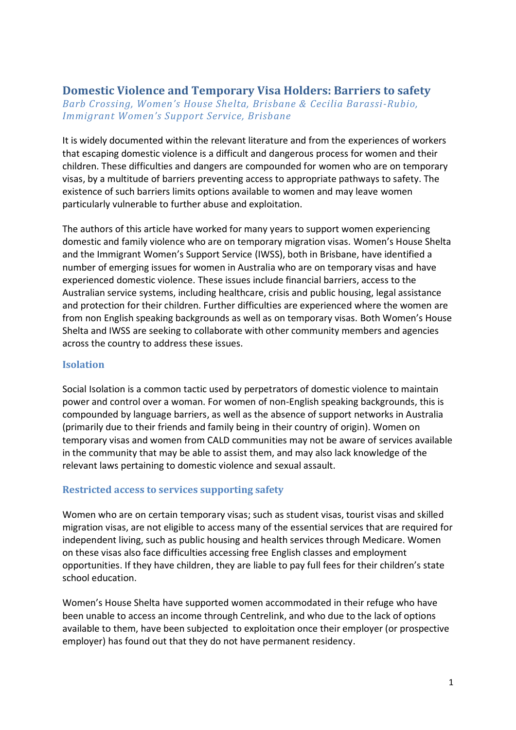# Domestic Violence and Temporary Visa Holders: Barriers to safety

*Barb Crossing, Women's House Shelta, Brisbane & Cecilia Barassi-Rubio, Immigrant Women's Support Service, Brisbane*

It is widely documented within the relevant literature and from the experiences of workers that escaping domestic violence is a difficult and dangerous process for women and their children. These difficulties and dangers are compounded for women who are on temporary visas, by a multitude of barriers preventing access to appropriate pathways to safety. The existence of such barriers limits options available to women and may leave women particularly vulnerable to further abuse and exploitation.

The authors of this article have worked for many years to support women experiencing domestic and family violence who are on temporary migration visas. Women's House Shelta and the Immigrant Women's Support Service (IWSS), both in Brisbane, have identified a number of emerging issues for women in Australia who are on temporary visas and have experienced domestic violence. These issues include financial barriers, access to the Australian service systems, including healthcare, crisis and public housing, legal assistance and protection for their children. Further difficulties are experienced where the women are from non English speaking backgrounds as well as on temporary visas. Both Women's House Shelta and IWSS are seeking to collaborate with other community members and agencies across the country to address these issues.

## Isolation

Social Isolation is a common tactic used by perpetrators of domestic violence to maintain power and control over a woman. For women of non-English speaking backgrounds, this is compounded by language barriers, as well as the absence of support networks in Australia (primarily due to their friends and family being in their country of origin). Women on temporary visas and women from CALD communities may not be aware of services available in the community that may be able to assist them, and may also lack knowledge of the relevant laws pertaining to domestic violence and sexual assault.

## Restricted access to services supporting safety

Women who are on certain temporary visas; such as student visas, tourist visas and skilled migration visas, are not eligible to access many of the essential services that are required for independent living, such as public housing and health services through Medicare. Women on these visas also face difficulties accessing free English classes and employment opportunities. If they have children, they are liable to pay full fees for their children's state school education.

Women's House Shelta have supported women accommodated in their refuge who have been unable to access an income through Centrelink, and who due to the lack of options available to them, have been subjected to exploitation once their employer (or prospective employer) has found out that they do not have permanent residency.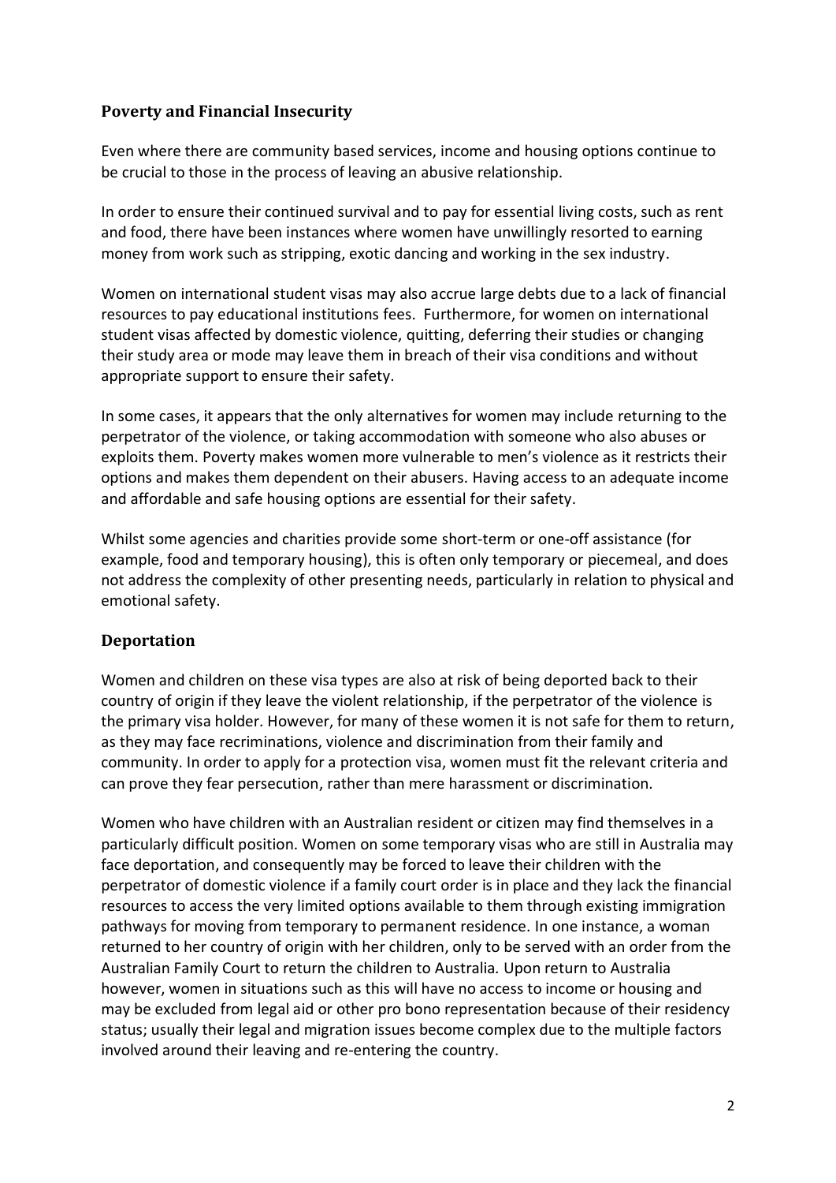## Poverty and Financial Insecurity

Even where there are community based services, income and housing options continue to be crucial to those in the process of leaving an abusive relationship.

In order to ensure their continued survival and to pay for essential living costs, such as rent and food, there have been instances where women have unwillingly resorted to earning money from work such as stripping, exotic dancing and working in the sex industry.

Women on international student visas may also accrue large debts due to a lack of financial resources to pay educational institutions fees. Furthermore, for women on international student visas affected by domestic violence, quitting, deferring their studies or changing their study area or mode may leave them in breach of their visa conditions and without appropriate support to ensure their safety.

In some cases, it appears that the only alternatives for women may include returning to the perpetrator of the violence, or taking accommodation with someone who also abuses or exploits them. Poverty makes women more vulnerable to men's violence as it restricts their options and makes them dependent on their abusers. Having access to an adequate income and affordable and safe housing options are essential for their safety.

Whilst some agencies and charities provide some short-term or one-off assistance (for example, food and temporary housing), this is often only temporary or piecemeal, and does not address the complexity of other presenting needs, particularly in relation to physical and emotional safety.

## Deportation

Women and children on these visa types are also at risk of being deported back to their country of origin if they leave the violent relationship, if the perpetrator of the violence is the primary visa holder. However, for many of these women it is not safe for them to return, as they may face recriminations, violence and discrimination from their family and community. In order to apply for a protection visa, women must fit the relevant criteria and can prove they fear persecution, rather than mere harassment or discrimination.

Women who have children with an Australian resident or citizen may find themselves in a particularly difficult position. Women on some temporary visas who are still in Australia may face deportation, and consequently may be forced to leave their children with the perpetrator of domestic violence if a family court order is in place and they lack the financial resources to access the very limited options available to them through existing immigration pathways for moving from temporary to permanent residence. In one instance, a woman returned to her country of origin with her children, only to be served with an order from the Australian Family Court to return the children to Australia. Upon return to Australia however, women in situations such as this will have no access to income or housing and may be excluded from legal aid or other pro bono representation because of their residency status; usually their legal and migration issues become complex due to the multiple factors involved around their leaving and re-entering the country.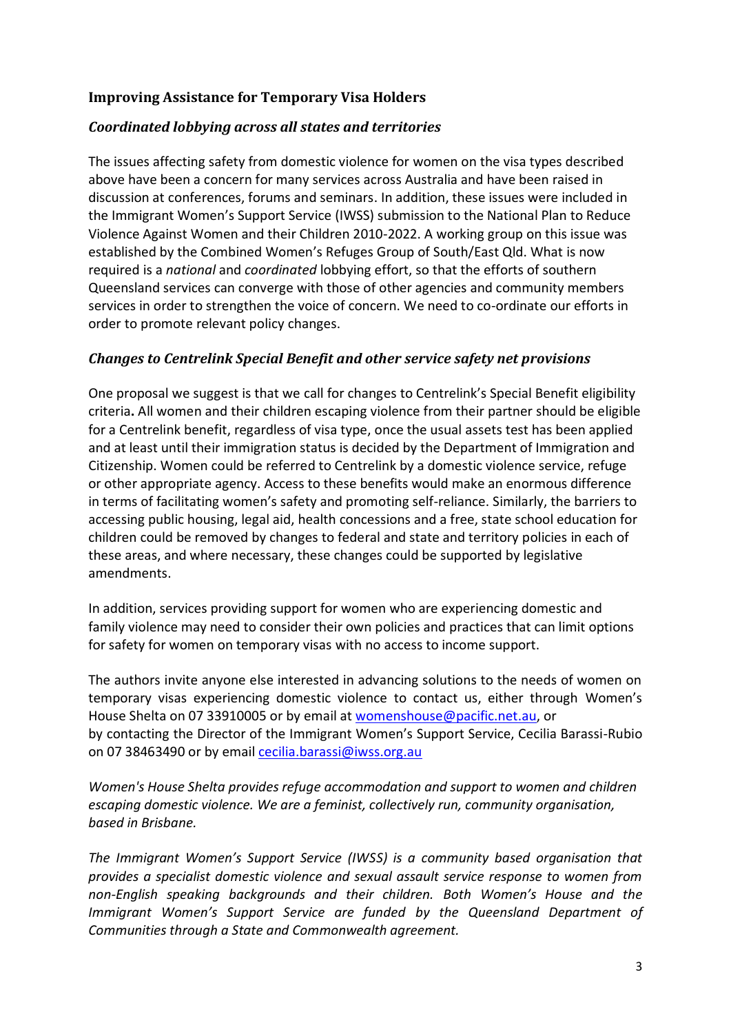## Improving Assistance for Temporary Visa Holders

### *Coordinated lobbying across all states and territories*

The issues affecting safety from domestic violence for women on the visa types described above have been a concern for many services across Australia and have been raised in discussion at conferences, forums and seminars. In addition, these issues were included in the Immigrant Women's Support Service (IWSS) submission to the National Plan to Reduce Violence Against Women and their Children 2010-2022. A working group on this issue was established by the Combined Women's Refuges Group of South/East Qld. What is now required is a *national* and *coordinated* lobbying effort, so that the efforts of southern Queensland services can converge with those of other agencies and community members services in order to strengthen the voice of concern. We need to co-ordinate our efforts in order to promote relevant policy changes.

### *Changes to Centrelink Special Benefit and other service safety net provisions*

One proposal we suggest is that we call for changes to Centrelink's Special Benefit eligibility criteria**.** All women and their children escaping violence from their partner should be eligible for a Centrelink benefit, regardless of visa type, once the usual assets test has been applied and at least until their immigration status is decided by the Department of Immigration and Citizenship. Women could be referred to Centrelink by a domestic violence service, refuge or other appropriate agency. Access to these benefits would make an enormous difference in terms of facilitating women's safety and promoting self-reliance. Similarly, the barriers to accessing public housing, legal aid, health concessions and a free, state school education for children could be removed by changes to federal and state and territory policies in each of these areas, and where necessary, these changes could be supported by legislative amendments.

In addition, services providing support for women who are experiencing domestic and family violence may need to consider their own policies and practices that can limit options for safety for women on temporary visas with no access to income support.

The authors invite anyone else interested in advancing solutions to the needs of women on temporary visas experiencing domestic violence to contact us, either through Women's House Shelta on 07 33910005 or by email at [womenshouse@pacific.net.au](mailto:womenshouse@pacific.net.au), or by contacting the Director of the Immigrant Women's Support Service, Cecilia Barassi-Rubio on 07 38463490 or by email [cecilia.barassi@iwss.org.au](mailto:cecilia.barassi@iwss.org.au)

*Women's House Shelta provides refuge accommodation and support to women and children escaping domestic violence. We are a feminist, collectively run, community organisation, based in Brisbane.*

*The Immigrant Women's Support Service (IWSS) is a community based organisation that provides a specialist domestic violence and sexual assault service response to women from non-English speaking backgrounds and their children. Both Women's House and the Immigrant Women's Support Service are funded by the Queensland Department of Communities through a State and Commonwealth agreement.*